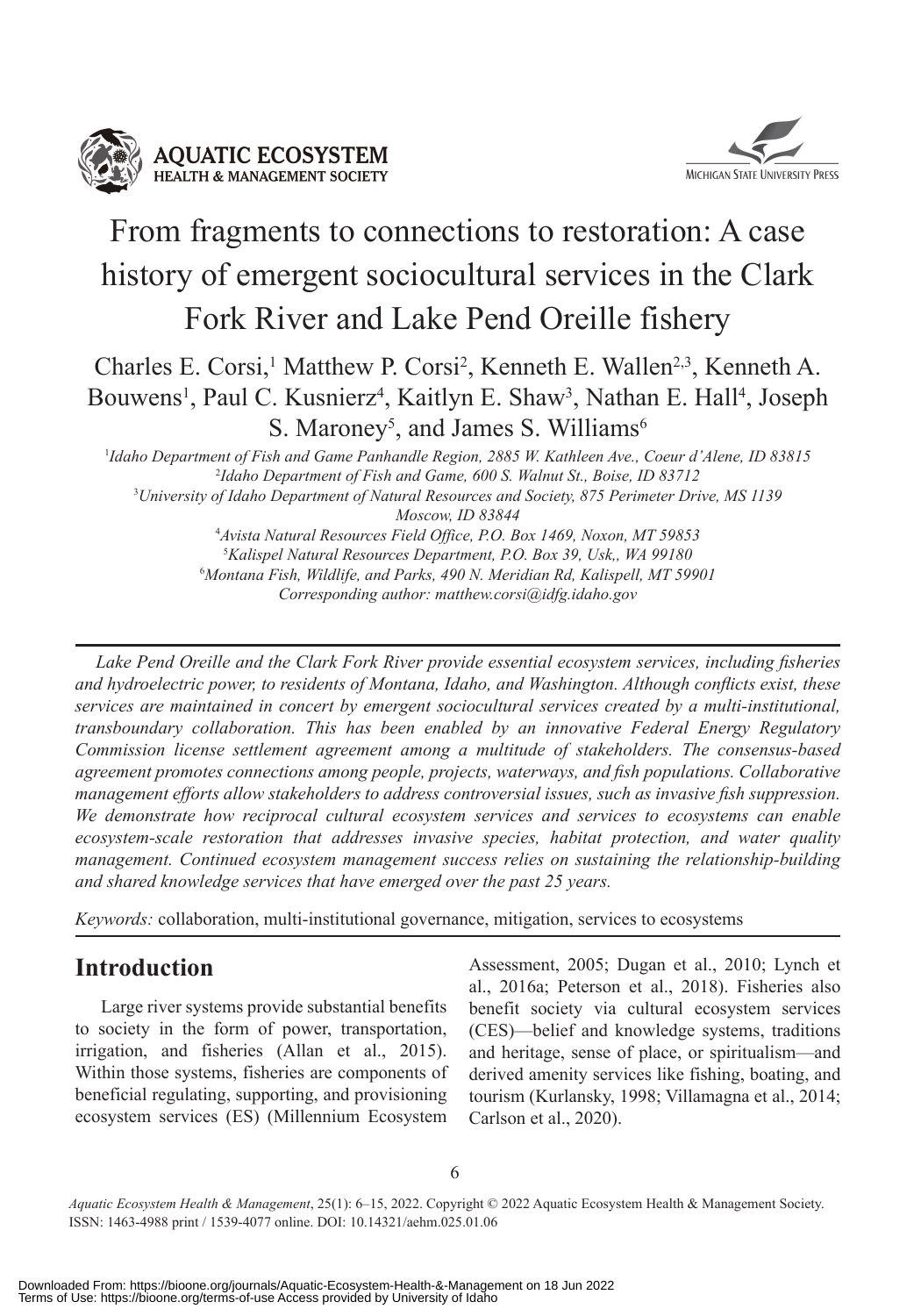# From fragments to connections to restoration: A case history of emergent sociocultural services in the Clark Fork River and Lake Pend Oreille fishery

Charles E. Corsi,[1] Matthew P. Corsi[2], Kenneth E. Wallen[2,3], Kenneth A. Bouwens[1], Paul C. Kusnierz[4], Kaitlyn E. Shaw[3], Nathan E. Hall[4], Joseph S. Maroney[5], and James S. Williams[6]

[1]*Idaho Department of Fish and Game Panhandle Region, 2885 W. Kathleen Ave., Coeur d'Alene, ID 83815*
[2]*Idaho Department of Fish and Game, 600 S. Walnut St., Boise, ID 83712*
[3]*University of Idaho Department of Natural Resources and Society, 875 Perimeter Drive, MS 1139 Moscow, ID 83844*
[4]*Avista Natural Resources Field Office, P.O. Box 1469, Noxon, MT 59853*
[5]*Kalispel Natural Resources Department, P.O. Box 39, Usk,, WA 99180*
[6]*Montana Fish, Wildlife, and Parks, 490 N. Meridian Rd, Kalispell, MT 59901*
*Corresponding author: matthew.corsi@idfg.idaho.gov*

*Lake Pend Oreille and the Clark Fork River provide essential ecosystem services, including fisheries and hydroelectric power, to residents of Montana, Idaho, and Washington. Although conflicts exist, these services are maintained in concert by emergent sociocultural services created by a multi-institutional, transboundary collaboration. This has been enabled by an innovative Federal Energy Regulatory Commission license settlement agreement among a multitude of stakeholders. The consensus-based agreement promotes connections among people, projects, waterways, and fish populations. Collaborative management efforts allow stakeholders to address controversial issues, such as invasive fish suppression. We demonstrate how reciprocal cultural ecosystem services and services to ecosystems can enable ecosystem-scale restoration that addresses invasive species, habitat protection, and water quality management. Continued ecosystem management success relies on sustaining the relationship-building and shared knowledge services that have emerged over the past 25 years.*

*Keywords:* collaboration, multi-institutional governance, mitigation, services to ecosystems

## Introduction

Large river systems provide substantial benefits to society in the form of power, transportation, irrigation, and fisheries (Allan et al., 2015). Within those systems, fisheries are components of beneficial regulating, supporting, and provisioning ecosystem services (ES) (Millennium Ecosystem Assessment, 2005; Dugan et al., 2010; Lynch et al., 2016a; Peterson et al., 2018). Fisheries also benefit society via cultural ecosystem services (CES)—belief and knowledge systems, traditions and heritage, sense of place, or spiritualism—and derived amenity services like fishing, boating, and tourism (Kurlansky, 1998; Villamagna et al., 2014; Carlson et al., 2020).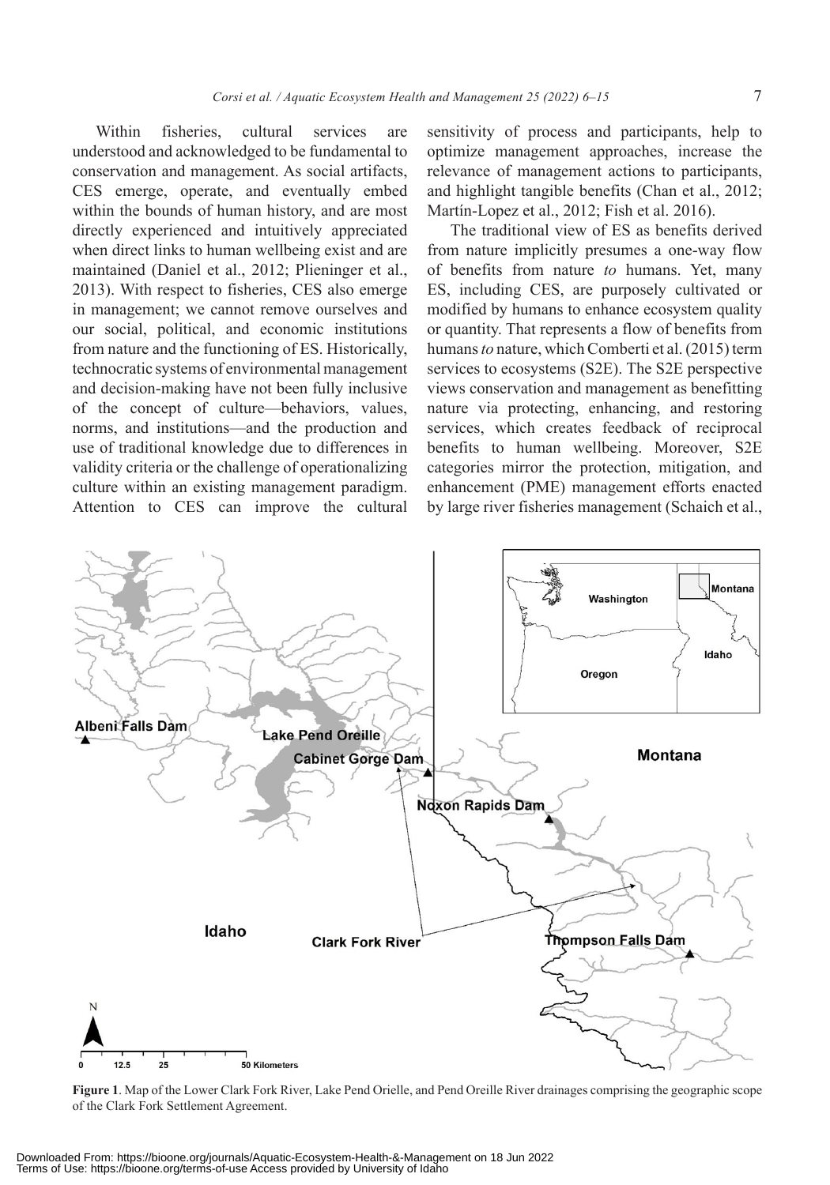Within fisheries, cultural services are understood and acknowledged to be fundamental to conservation and management. As social artifacts, CES emerge, operate, and eventually embed within the bounds of human history, and are most directly experienced and intuitively appreciated when direct links to human wellbeing exist and are maintained (Daniel et al., 2012; Plieninger et al., 2013). With respect to fisheries, CES also emerge in management; we cannot remove ourselves and our social, political, and economic institutions from nature and the functioning of ES. Historically, technocratic systems of environmental management and decision-making have not been fully inclusive of the concept of culture—behaviors, values, norms, and institutions—and the production and use of traditional knowledge due to differences in validity criteria or the challenge of operationalizing culture within an existing management paradigm. Attention to CES can improve the cultural sensitivity of process and participants, help to optimize management approaches, increase the relevance of management actions to participants, and highlight tangible benefits (Chan et al., 2012; Martín-Lopez et al., 2012; Fish et al. 2016).

The traditional view of ES as benefits derived from nature implicitly presumes a one-way flow of benefits from nature *to* humans. Yet, many ES, including CES, are purposely cultivated or modified by humans to enhance ecosystem quality or quantity. That represents a flow of benefits from humans *to* nature, which Comberti et al. (2015) term services to ecosystems (S2E). The S2E perspective views conservation and management as benefitting nature via protecting, enhancing, and restoring services, which creates feedback of reciprocal benefits to human wellbeing. Moreover, S2E categories mirror the protection, mitigation, and enhancement (PME) management efforts enacted by large river fisheries management (Schaich et al.,

**Figure 1**. Map of the Lower Clark Fork River, Lake Pend Orielle, and Pend Oreille River drainages comprising the geographic scope of the Clark Fork Settlement Agreement.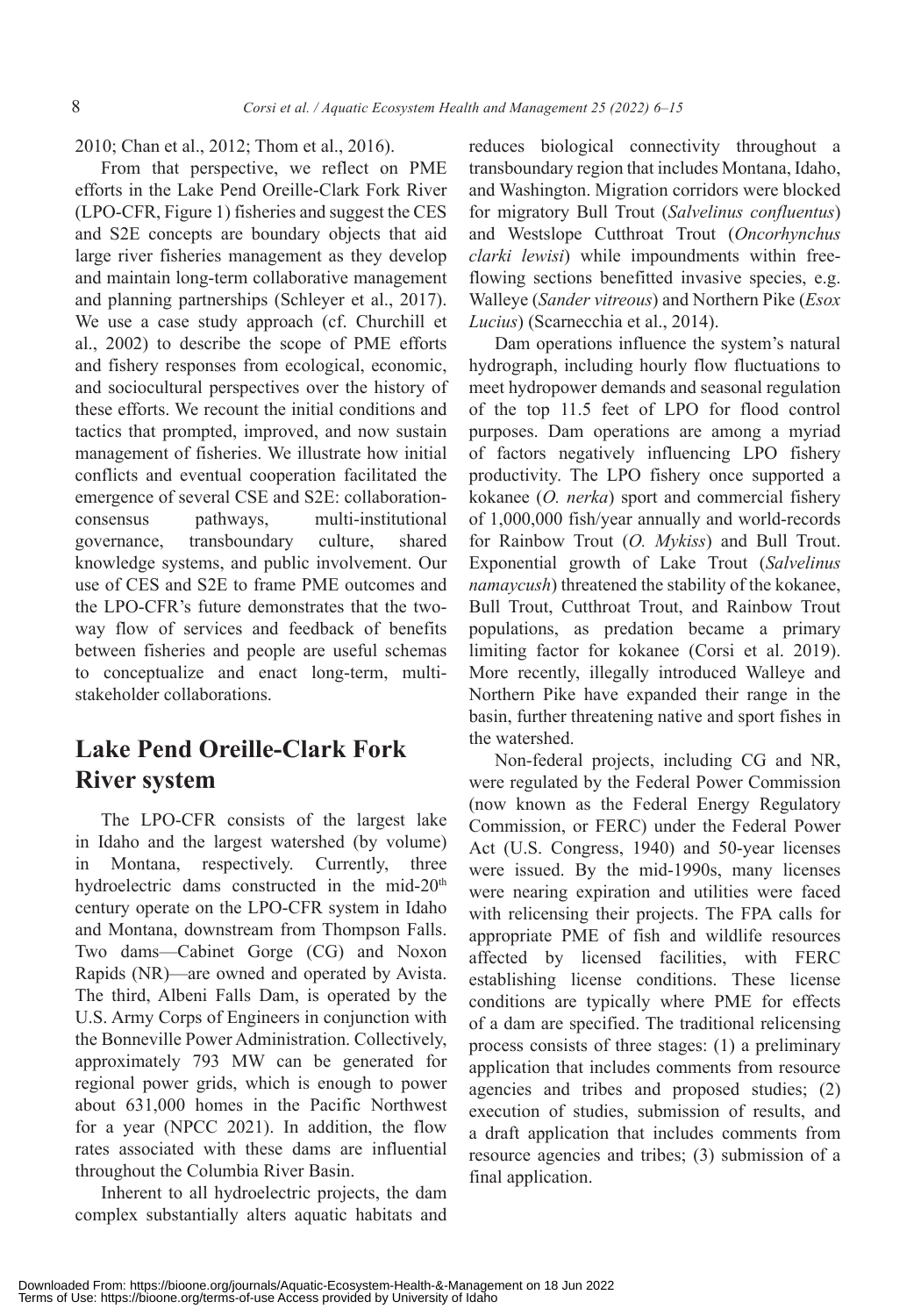2010; Chan et al., 2012; Thom et al., 2016).

From that perspective, we reflect on PME efforts in the Lake Pend Oreille-Clark Fork River (LPO-CFR, Figure 1) fisheries and suggest the CES and S2E concepts are boundary objects that aid large river fisheries management as they develop and maintain long-term collaborative management and planning partnerships (Schleyer et al., 2017). We use a case study approach (cf. Churchill et al., 2002) to describe the scope of PME efforts and fishery responses from ecological, economic, and sociocultural perspectives over the history of these efforts. We recount the initial conditions and tactics that prompted, improved, and now sustain management of fisheries. We illustrate how initial conflicts and eventual cooperation facilitated the emergence of several CSE and S2E: collaboration-consensus pathways, multi-institutional governance, transboundary culture, shared knowledge systems, and public involvement. Our use of CES and S2E to frame PME outcomes and the LPO-CFR's future demonstrates that the two-way flow of services and feedback of benefits between fisheries and people are useful schemas to conceptualize and enact long-term, multi-stakeholder collaborations.

## Lake Pend Oreille-Clark Fork River system

The LPO-CFR consists of the largest lake in Idaho and the largest watershed (by volume) in Montana, respectively. Currently, three hydroelectric dams constructed in the mid-20th century operate on the LPO-CFR system in Idaho and Montana, downstream from Thompson Falls. Two dams—Cabinet Gorge (CG) and Noxon Rapids (NR)—are owned and operated by Avista. The third, Albeni Falls Dam, is operated by the U.S. Army Corps of Engineers in conjunction with the Bonneville Power Administration. Collectively, approximately 793 MW can be generated for regional power grids, which is enough to power about 631,000 homes in the Pacific Northwest for a year (NPCC 2021). In addition, the flow rates associated with these dams are influential throughout the Columbia River Basin.

Inherent to all hydroelectric projects, the dam complex substantially alters aquatic habitats and reduces biological connectivity throughout a transboundary region that includes Montana, Idaho, and Washington. Migration corridors were blocked for migratory Bull Trout (*Salvelinus confluentus*) and Westslope Cutthroat Trout (*Oncorhynchus clarki lewisi*) while impoundments within free-flowing sections benefitted invasive species, e.g. Walleye (*Sander vitreous*) and Northern Pike (*Esox Lucius*) (Scarnecchia et al., 2014).

Dam operations influence the system's natural hydrograph, including hourly flow fluctuations to meet hydropower demands and seasonal regulation of the top 11.5 feet of LPO for flood control purposes. Dam operations are among a myriad of factors negatively influencing LPO fishery productivity. The LPO fishery once supported a kokanee (*O. nerka*) sport and commercial fishery of 1,000,000 fish/year annually and world-records for Rainbow Trout (*O. Mykiss*) and Bull Trout. Exponential growth of Lake Trout (*Salvelinus namaycush*) threatened the stability of the kokanee, Bull Trout, Cutthroat Trout, and Rainbow Trout populations, as predation became a primary limiting factor for kokanee (Corsi et al. 2019). More recently, illegally introduced Walleye and Northern Pike have expanded their range in the basin, further threatening native and sport fishes in the watershed.

Non-federal projects, including CG and NR, were regulated by the Federal Power Commission (now known as the Federal Energy Regulatory Commission, or FERC) under the Federal Power Act (U.S. Congress, 1940) and 50-year licenses were issued. By the mid-1990s, many licenses were nearing expiration and utilities were faced with relicensing their projects. The FPA calls for appropriate PME of fish and wildlife resources affected by licensed facilities, with FERC establishing license conditions. These license conditions are typically where PME for effects of a dam are specified. The traditional relicensing process consists of three stages: (1) a preliminary application that includes comments from resource agencies and tribes and proposed studies; (2) execution of studies, submission of results, and a draft application that includes comments from resource agencies and tribes; (3) submission of a final application.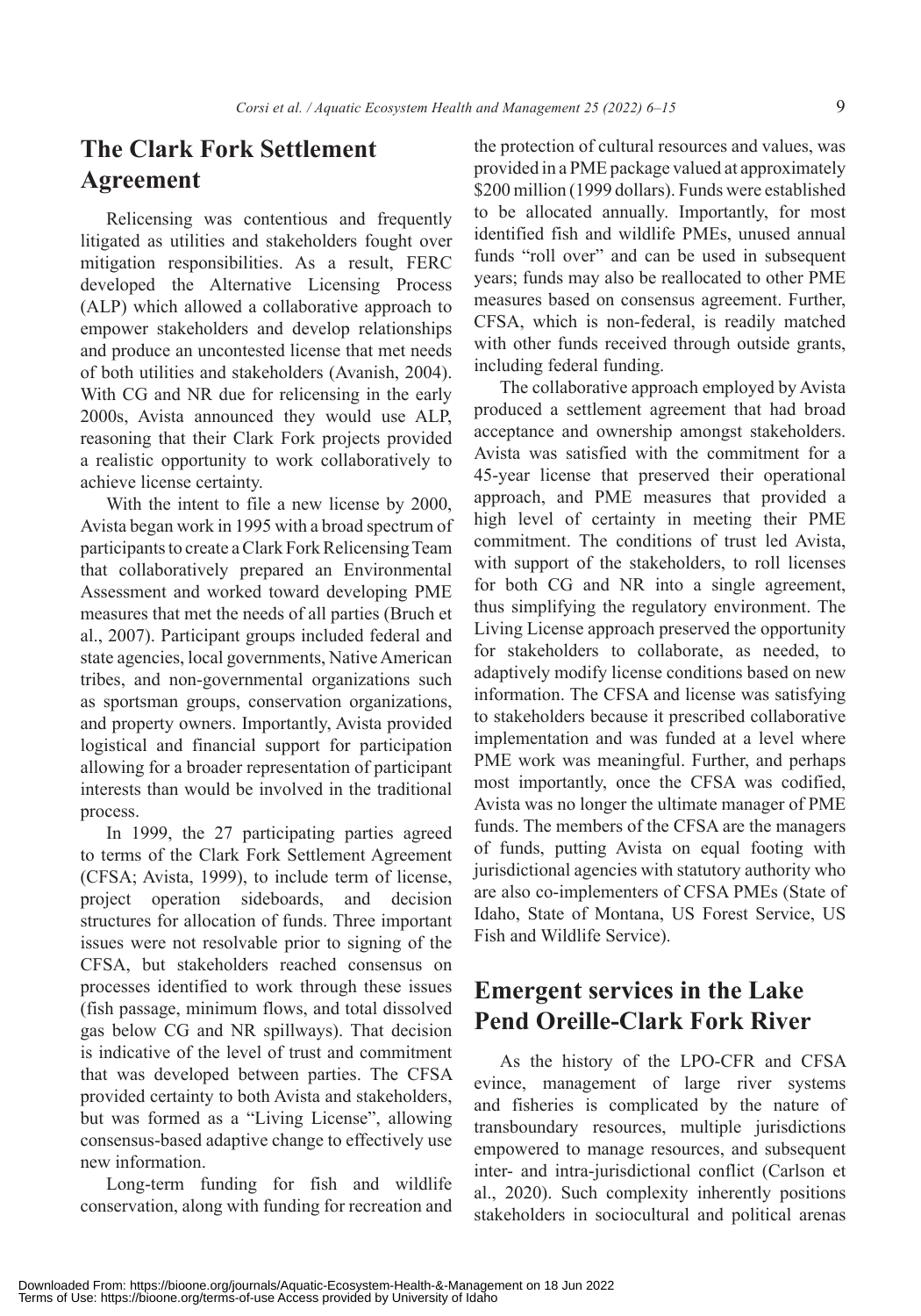## The Clark Fork Settlement Agreement

Relicensing was contentious and frequently litigated as utilities and stakeholders fought over mitigation responsibilities. As a result, FERC developed the Alternative Licensing Process (ALP) which allowed a collaborative approach to empower stakeholders and develop relationships and produce an uncontested license that met needs of both utilities and stakeholders (Avanish, 2004). With CG and NR due for relicensing in the early 2000s, Avista announced they would use ALP, reasoning that their Clark Fork projects provided a realistic opportunity to work collaboratively to achieve license certainty.

With the intent to file a new license by 2000, Avista began work in 1995 with a broad spectrum of participants to create a Clark Fork Relicensing Team that collaboratively prepared an Environmental Assessment and worked toward developing PME measures that met the needs of all parties (Bruch et al., 2007). Participant groups included federal and state agencies, local governments, Native American tribes, and non-governmental organizations such as sportsman groups, conservation organizations, and property owners. Importantly, Avista provided logistical and financial support for participation allowing for a broader representation of participant interests than would be involved in the traditional process.

In 1999, the 27 participating parties agreed to terms of the Clark Fork Settlement Agreement (CFSA; Avista, 1999), to include term of license, project operation sideboards, and decision structures for allocation of funds. Three important issues were not resolvable prior to signing of the CFSA, but stakeholders reached consensus on processes identified to work through these issues (fish passage, minimum flows, and total dissolved gas below CG and NR spillways). That decision is indicative of the level of trust and commitment that was developed between parties. The CFSA provided certainty to both Avista and stakeholders, but was formed as a "Living License", allowing consensus-based adaptive change to effectively use new information.

Long-term funding for fish and wildlife conservation, along with funding for recreation and the protection of cultural resources and values, was provided in a PME package valued at approximately $200 million (1999 dollars). Funds were established to be allocated annually. Importantly, for most identified fish and wildlife PMEs, unused annual funds "roll over" and can be used in subsequent years; funds may also be reallocated to other PME measures based on consensus agreement. Further, CFSA, which is non-federal, is readily matched with other funds received through outside grants, including federal funding.

The collaborative approach employed by Avista produced a settlement agreement that had broad acceptance and ownership amongst stakeholders. Avista was satisfied with the commitment for a 45-year license that preserved their operational approach, and PME measures that provided a high level of certainty in meeting their PME commitment. The conditions of trust led Avista, with support of the stakeholders, to roll licenses for both CG and NR into a single agreement, thus simplifying the regulatory environment. The Living License approach preserved the opportunity for stakeholders to collaborate, as needed, to adaptively modify license conditions based on new information. The CFSA and license was satisfying to stakeholders because it prescribed collaborative implementation and was funded at a level where PME work was meaningful. Further, and perhaps most importantly, once the CFSA was codified, Avista was no longer the ultimate manager of PME funds. The members of the CFSA are the managers of funds, putting Avista on equal footing with jurisdictional agencies with statutory authority who are also co-implementers of CFSA PMEs (State of Idaho, State of Montana, US Forest Service, US Fish and Wildlife Service).

## Emergent services in the Lake Pend Oreille-Clark Fork River

As the history of the LPO-CFR and CFSA evince, management of large river systems and fisheries is complicated by the nature of transboundary resources, multiple jurisdictions empowered to manage resources, and subsequent inter- and intra-jurisdictional conflict (Carlson et al., 2020). Such complexity inherently positions stakeholders in sociocultural and political arenas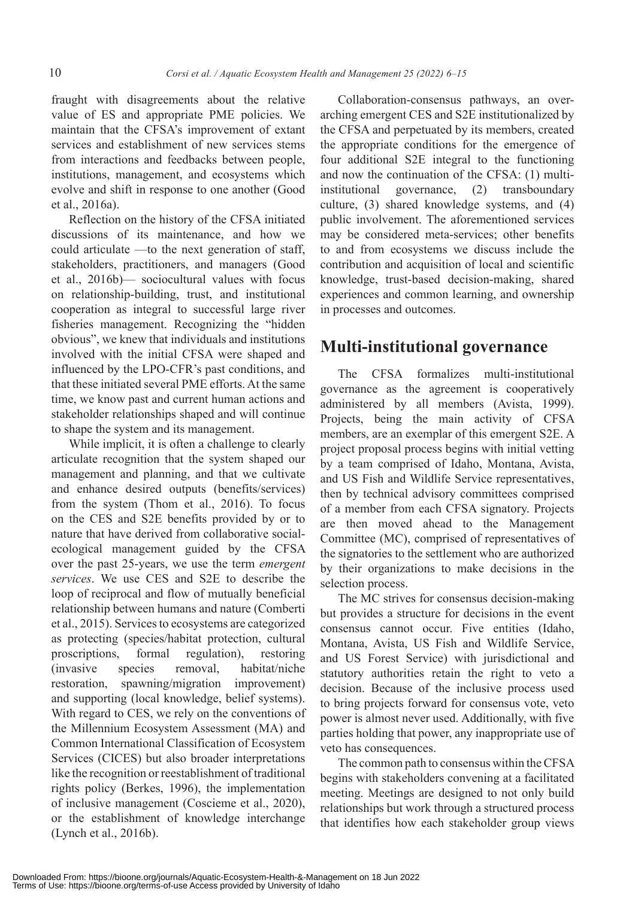fraught with disagreements about the relative value of ES and appropriate PME policies. We maintain that the CFSA's improvement of extant services and establishment of new services stems from interactions and feedbacks between people, institutions, management, and ecosystems which evolve and shift in response to one another (Good et al., 2016a).

Reflection on the history of the CFSA initiated discussions of its maintenance, and how we could articulate —to the next generation of staff, stakeholders, practitioners, and managers (Good et al., 2016b)— sociocultural values with focus on relationship-building, trust, and institutional cooperation as integral to successful large river fisheries management. Recognizing the "hidden obvious", we knew that individuals and institutions involved with the initial CFSA were shaped and influenced by the LPO-CFR's past conditions, and that these initiated several PME efforts. At the same time, we know past and current human actions and stakeholder relationships shaped and will continue to shape the system and its management.

While implicit, it is often a challenge to clearly articulate recognition that the system shaped our management and planning, and that we cultivate and enhance desired outputs (benefits/services) from the system (Thom et al., 2016). To focus on the CES and S2E benefits provided by or to nature that have derived from collaborative social-ecological management guided by the CFSA over the past 25-years, we use the term *emergent services*. We use CES and S2E to describe the loop of reciprocal and flow of mutually beneficial relationship between humans and nature (Comberti et al., 2015). Services to ecosystems are categorized as protecting (species/habitat protection, cultural proscriptions, formal regulation), restoring (invasive species removal, habitat/niche restoration, spawning/migration improvement) and supporting (local knowledge, belief systems). With regard to CES, we rely on the conventions of the Millennium Ecosystem Assessment (MA) and Common International Classification of Ecosystem Services (CICES) but also broader interpretations like the recognition or reestablishment of traditional rights policy (Berkes, 1996), the implementation of inclusive management (Coscieme et al., 2020), or the establishment of knowledge interchange (Lynch et al., 2016b).

Collaboration-consensus pathways, an overarching emergent CES and S2E institutionalized by the CFSA and perpetuated by its members, created the appropriate conditions for the emergence of four additional S2E integral to the functioning and now the continuation of the CFSA: (1) multi-institutional governance, (2) transboundary culture, (3) shared knowledge systems, and (4) public involvement. The aforementioned services may be considered meta-services; other benefits to and from ecosystems we discuss include the contribution and acquisition of local and scientific knowledge, trust-based decision-making, shared experiences and common learning, and ownership in processes and outcomes.

## Multi-institutional governance

The CFSA formalizes multi-institutional governance as the agreement is cooperatively administered by all members (Avista, 1999). Projects, being the main activity of CFSA members, are an exemplar of this emergent S2E. A project proposal process begins with initial vetting by a team comprised of Idaho, Montana, Avista, and US Fish and Wildlife Service representatives, then by technical advisory committees comprised of a member from each CFSA signatory. Projects are then moved ahead to the Management Committee (MC), comprised of representatives of the signatories to the settlement who are authorized by their organizations to make decisions in the selection process.

The MC strives for consensus decision-making but provides a structure for decisions in the event consensus cannot occur. Five entities (Idaho, Montana, Avista, US Fish and Wildlife Service, and US Forest Service) with jurisdictional and statutory authorities retain the right to veto a decision. Because of the inclusive process used to bring projects forward for consensus vote, veto power is almost never used. Additionally, with five parties holding that power, any inappropriate use of veto has consequences.

The common path to consensus within the CFSA begins with stakeholders convening at a facilitated meeting. Meetings are designed to not only build relationships but work through a structured process that identifies how each stakeholder group views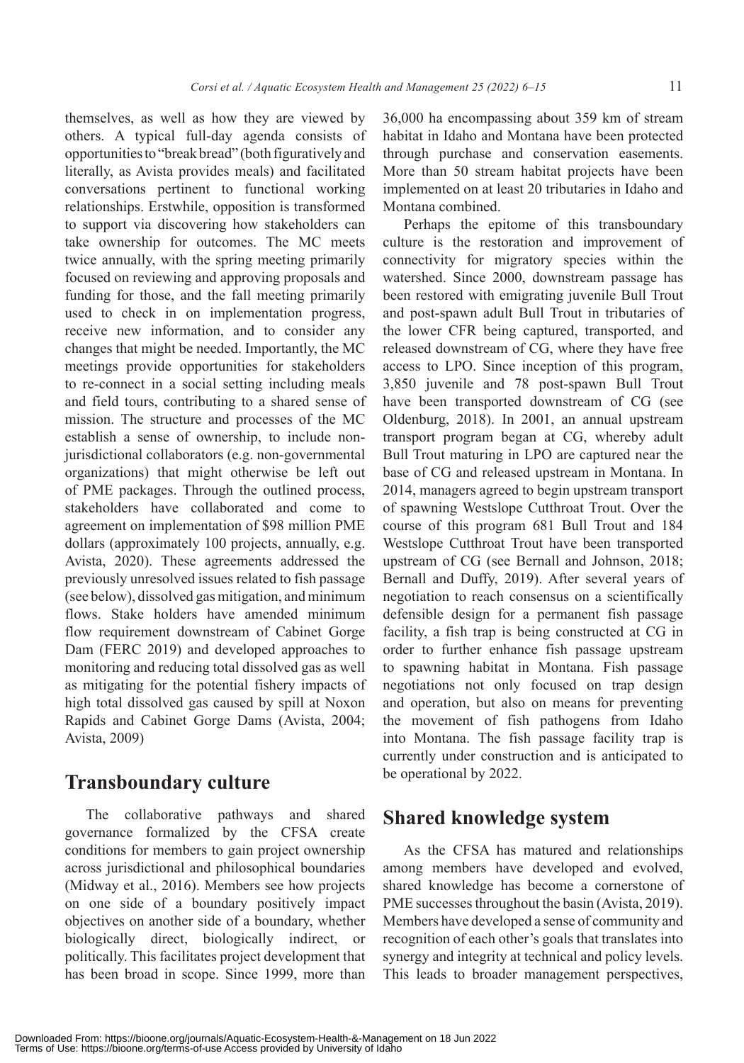themselves, as well as how they are viewed by others. A typical full-day agenda consists of opportunities to "break bread" (both figuratively and literally, as Avista provides meals) and facilitated conversations pertinent to functional working relationships. Erstwhile, opposition is transformed to support via discovering how stakeholders can take ownership for outcomes. The MC meets twice annually, with the spring meeting primarily focused on reviewing and approving proposals and funding for those, and the fall meeting primarily used to check in on implementation progress, receive new information, and to consider any changes that might be needed. Importantly, the MC meetings provide opportunities for stakeholders to re-connect in a social setting including meals and field tours, contributing to a shared sense of mission. The structure and processes of the MC establish a sense of ownership, to include non-jurisdictional collaborators (e.g. non-governmental organizations) that might otherwise be left out of PME packages. Through the outlined process, stakeholders have collaborated and come to agreement on implementation of $98 million PME dollars (approximately 100 projects, annually, e.g. Avista, 2020). These agreements addressed the previously unresolved issues related to fish passage (see below), dissolved gas mitigation, and minimum flows. Stake holders have amended minimum flow requirement downstream of Cabinet Gorge Dam (FERC 2019) and developed approaches to monitoring and reducing total dissolved gas as well as mitigating for the potential fishery impacts of high total dissolved gas caused by spill at Noxon Rapids and Cabinet Gorge Dams (Avista, 2004; Avista, 2009)

## Transboundary culture

The collaborative pathways and shared governance formalized by the CFSA create conditions for members to gain project ownership across jurisdictional and philosophical boundaries (Midway et al., 2016). Members see how projects on one side of a boundary positively impact objectives on another side of a boundary, whether biologically direct, biologically indirect, or politically. This facilitates project development that has been broad in scope. Since 1999, more than 36,000 ha encompassing about 359 km of stream habitat in Idaho and Montana have been protected through purchase and conservation easements. More than 50 stream habitat projects have been implemented on at least 20 tributaries in Idaho and Montana combined.

Perhaps the epitome of this transboundary culture is the restoration and improvement of connectivity for migratory species within the watershed. Since 2000, downstream passage has been restored with emigrating juvenile Bull Trout and post-spawn adult Bull Trout in tributaries of the lower CFR being captured, transported, and released downstream of CG, where they have free access to LPO. Since inception of this program, 3,850 juvenile and 78 post-spawn Bull Trout have been transported downstream of CG (see Oldenburg, 2018). In 2001, an annual upstream transport program began at CG, whereby adult Bull Trout maturing in LPO are captured near the base of CG and released upstream in Montana. In 2014, managers agreed to begin upstream transport of spawning Westslope Cutthroat Trout. Over the course of this program 681 Bull Trout and 184 Westslope Cutthroat Trout have been transported upstream of CG (see Bernall and Johnson, 2018; Bernall and Duffy, 2019). After several years of negotiation to reach consensus on a scientifically defensible design for a permanent fish passage facility, a fish trap is being constructed at CG in order to further enhance fish passage upstream to spawning habitat in Montana. Fish passage negotiations not only focused on trap design and operation, but also on means for preventing the movement of fish pathogens from Idaho into Montana. The fish passage facility trap is currently under construction and is anticipated to be operational by 2022.

## Shared knowledge system

As the CFSA has matured and relationships among members have developed and evolved, shared knowledge has become a cornerstone of PME successes throughout the basin (Avista, 2019). Members have developed a sense of community and recognition of each other's goals that translates into synergy and integrity at technical and policy levels. This leads to broader management perspectives,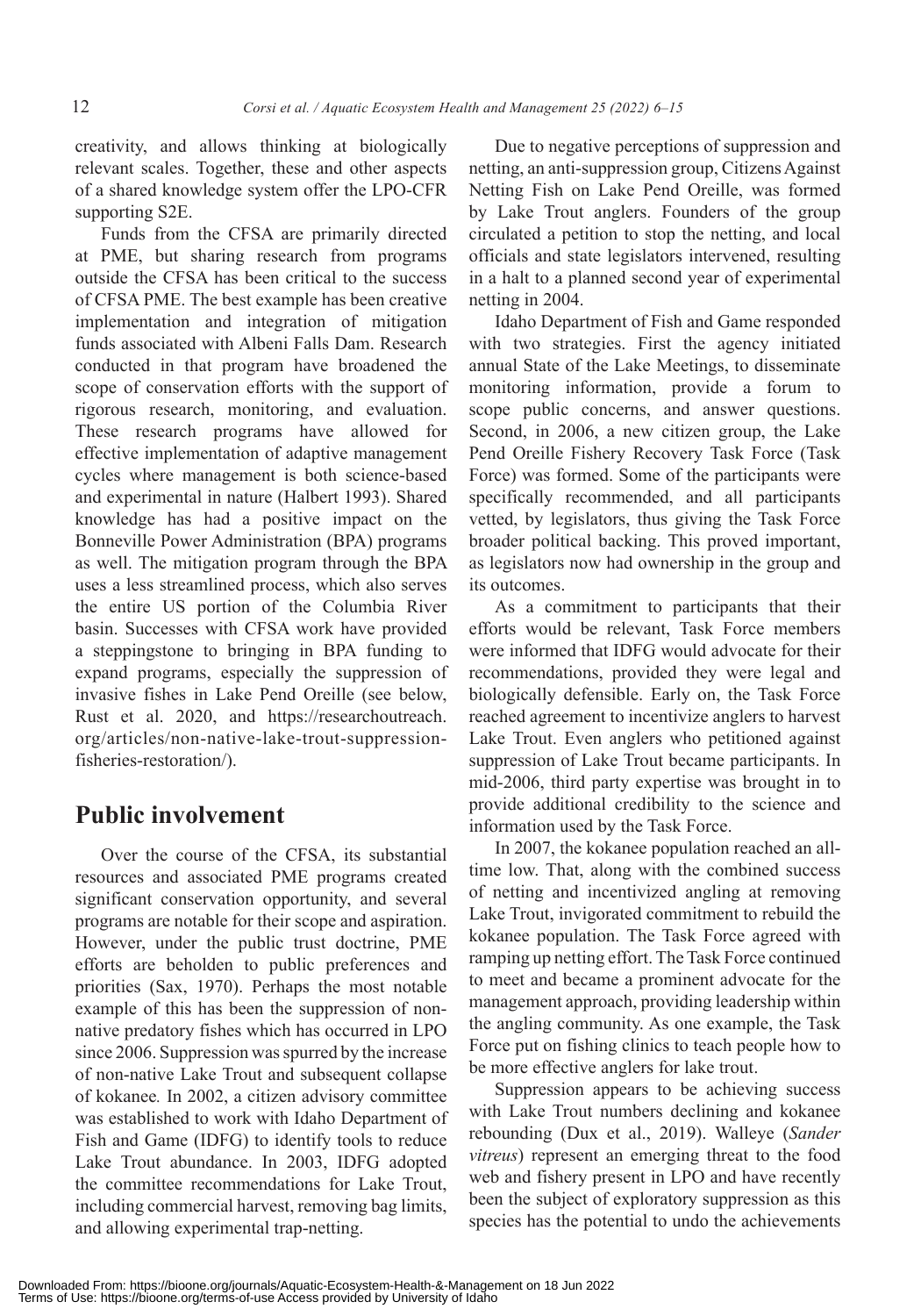creativity, and allows thinking at biologically relevant scales. Together, these and other aspects of a shared knowledge system offer the LPO-CFR supporting S2E.

Funds from the CFSA are primarily directed at PME, but sharing research from programs outside the CFSA has been critical to the success of CFSA PME. The best example has been creative implementation and integration of mitigation funds associated with Albeni Falls Dam. Research conducted in that program have broadened the scope of conservation efforts with the support of rigorous research, monitoring, and evaluation. These research programs have allowed for effective implementation of adaptive management cycles where management is both science-based and experimental in nature (Halbert 1993). Shared knowledge has had a positive impact on the Bonneville Power Administration (BPA) programs as well. The mitigation program through the BPA uses a less streamlined process, which also serves the entire US portion of the Columbia River basin. Successes with CFSA work have provided a steppingstone to bringing in BPA funding to expand programs, especially the suppression of invasive fishes in Lake Pend Oreille (see below, Rust et al. 2020, and https://researchoutreach.org/articles/non-native-lake-trout-suppression-fisheries-restoration/).

## Public involvement

Over the course of the CFSA, its substantial resources and associated PME programs created significant conservation opportunity, and several programs are notable for their scope and aspiration. However, under the public trust doctrine, PME efforts are beholden to public preferences and priorities (Sax, 1970). Perhaps the most notable example of this has been the suppression of non-native predatory fishes which has occurred in LPO since 2006. Suppression was spurred by the increase of non-native Lake Trout and subsequent collapse of kokanee*.* In 2002, a citizen advisory committee was established to work with Idaho Department of Fish and Game (IDFG) to identify tools to reduce Lake Trout abundance. In 2003, IDFG adopted the committee recommendations for Lake Trout, including commercial harvest, removing bag limits, and allowing experimental trap-netting.

Due to negative perceptions of suppression and netting, an anti-suppression group, Citizens Against Netting Fish on Lake Pend Oreille, was formed by Lake Trout anglers. Founders of the group circulated a petition to stop the netting, and local officials and state legislators intervened, resulting in a halt to a planned second year of experimental netting in 2004.

Idaho Department of Fish and Game responded with two strategies. First the agency initiated annual State of the Lake Meetings, to disseminate monitoring information, provide a forum to scope public concerns, and answer questions. Second, in 2006, a new citizen group, the Lake Pend Oreille Fishery Recovery Task Force (Task Force) was formed. Some of the participants were specifically recommended, and all participants vetted, by legislators, thus giving the Task Force broader political backing. This proved important, as legislators now had ownership in the group and its outcomes.

As a commitment to participants that their efforts would be relevant, Task Force members were informed that IDFG would advocate for their recommendations, provided they were legal and biologically defensible. Early on, the Task Force reached agreement to incentivize anglers to harvest Lake Trout. Even anglers who petitioned against suppression of Lake Trout became participants. In mid-2006, third party expertise was brought in to provide additional credibility to the science and information used by the Task Force.

In 2007, the kokanee population reached an all-time low. That, along with the combined success of netting and incentivized angling at removing Lake Trout, invigorated commitment to rebuild the kokanee population. The Task Force agreed with ramping up netting effort. The Task Force continued to meet and became a prominent advocate for the management approach, providing leadership within the angling community. As one example, the Task Force put on fishing clinics to teach people how to be more effective anglers for lake trout.

Suppression appears to be achieving success with Lake Trout numbers declining and kokanee rebounding (Dux et al., 2019). Walleye (*Sander vitreus*) represent an emerging threat to the food web and fishery present in LPO and have recently been the subject of exploratory suppression as this species has the potential to undo the achievements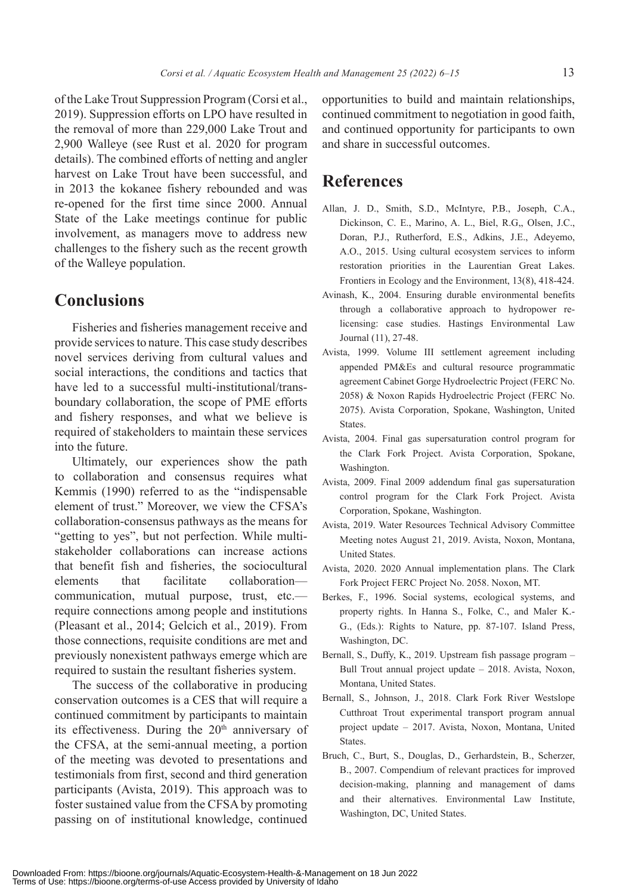of the Lake Trout Suppression Program (Corsi et al., 2019). Suppression efforts on LPO have resulted in the removal of more than 229,000 Lake Trout and 2,900 Walleye (see Rust et al. 2020 for program details). The combined efforts of netting and angler harvest on Lake Trout have been successful, and in 2013 the kokanee fishery rebounded and was re-opened for the first time since 2000. Annual State of the Lake meetings continue for public involvement, as managers move to address new challenges to the fishery such as the recent growth of the Walleye population.

## Conclusions

Fisheries and fisheries management receive and provide services to nature. This case study describes novel services deriving from cultural values and social interactions, the conditions and tactics that have led to a successful multi-institutional/trans-boundary collaboration, the scope of PME efforts and fishery responses, and what we believe is required of stakeholders to maintain these services into the future.

Ultimately, our experiences show the path to collaboration and consensus requires what Kemmis (1990) referred to as the "indispensable element of trust." Moreover, we view the CFSA's collaboration-consensus pathways as the means for "getting to yes", but not perfection. While multi-stakeholder collaborations can increase actions that benefit fish and fisheries, the sociocultural elements that facilitate collaboration—communication, mutual purpose, trust, etc.—require connections among people and institutions (Pleasant et al., 2014; Gelcich et al., 2019). From those connections, requisite conditions are met and previously nonexistent pathways emerge which are required to sustain the resultant fisheries system.

The success of the collaborative in producing conservation outcomes is a CES that will require a continued commitment by participants to maintain its effectiveness. During the 20th anniversary of the CFSA, at the semi-annual meeting, a portion of the meeting was devoted to presentations and testimonials from first, second and third generation participants (Avista, 2019). This approach was to foster sustained value from the CFSA by promoting passing on of institutional knowledge, continued opportunities to build and maintain relationships, continued commitment to negotiation in good faith, and continued opportunity for participants to own and share in successful outcomes.

## References

Allan, J. D., Smith, S.D., McIntyre, P.B., Joseph, C.A., Dickinson, C. E., Marino, A. L., Biel, R.G,, Olsen, J.C., Doran, P.J., Rutherford, E.S., Adkins, J.E., Adeyemo, A.O., 2015. Using cultural ecosystem services to inform restoration priorities in the Laurentian Great Lakes. Frontiers in Ecology and the Environment, 13(8), 418-424.

Avinash, K., 2004. Ensuring durable environmental benefits through a collaborative approach to hydropower re-licensing: case studies. Hastings Environmental Law Journal (11), 27-48.

Avista, 1999. Volume III settlement agreement including appended PM&Es and cultural resource programmatic agreement Cabinet Gorge Hydroelectric Project (FERC No. 2058) & Noxon Rapids Hydroelectric Project (FERC No. 2075). Avista Corporation, Spokane, Washington, United States.

Avista, 2004. Final gas supersaturation control program for the Clark Fork Project. Avista Corporation, Spokane, Washington.

Avista, 2009. Final 2009 addendum final gas supersaturation control program for the Clark Fork Project. Avista Corporation, Spokane, Washington.

Avista, 2019. Water Resources Technical Advisory Committee Meeting notes August 21, 2019. Avista, Noxon, Montana, United States.

Avista, 2020. 2020 Annual implementation plans. The Clark Fork Project FERC Project No. 2058. Noxon, MT.

Berkes, F., 1996. Social systems, ecological systems, and property rights. In Hanna S., Folke, C., and Maler K.-G., (Eds.): Rights to Nature, pp. 87-107. Island Press, Washington, DC.

Bernall, S., Duffy, K., 2019. Upstream fish passage program – Bull Trout annual project update – 2018. Avista, Noxon, Montana, United States.

Bernall, S., Johnson, J., 2018. Clark Fork River Westslope Cutthroat Trout experimental transport program annual project update – 2017. Avista, Noxon, Montana, United States.

Bruch, C., Burt, S., Douglas, D., Gerhardstein, B., Scherzer, B., 2007. Compendium of relevant practices for improved decision-making, planning and management of dams and their alternatives. Environmental Law Institute, Washington, DC, United States.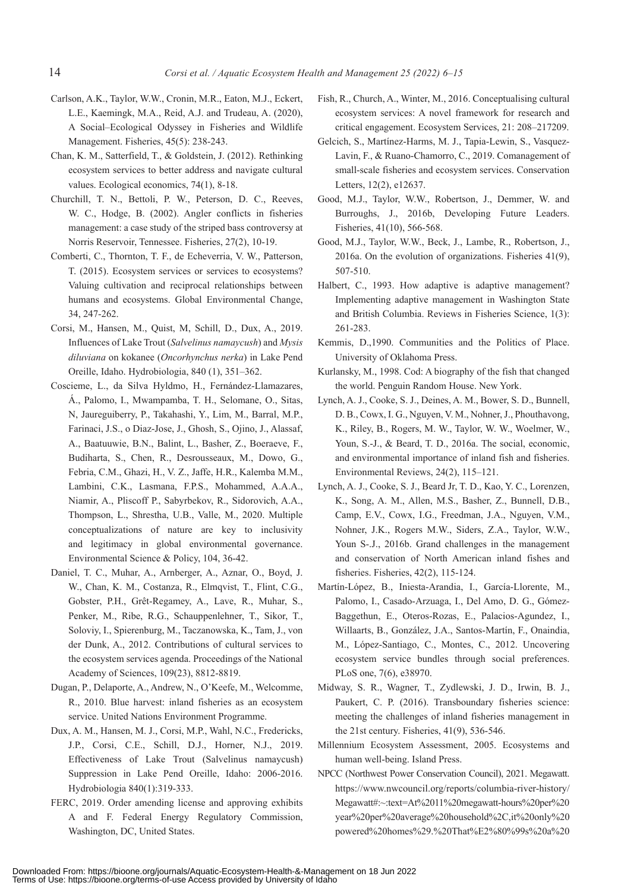Carlson, A.K., Taylor, W.W., Cronin, M.R., Eaton, M.J., Eckert, L.E., Kaemingk, M.A., Reid, A.J. and Trudeau, A. (2020), A Social–Ecological Odyssey in Fisheries and Wildlife Management. Fisheries, 45(5): 238-243.

Chan, K. M., Satterfield, T., & Goldstein, J. (2012). Rethinking ecosystem services to better address and navigate cultural values. Ecological economics, 74(1), 8-18.

Churchill, T. N., Bettoli, P. W., Peterson, D. C., Reeves, W. C., Hodge, B. (2002). Angler conflicts in fisheries management: a case study of the striped bass controversy at Norris Reservoir, Tennessee. Fisheries, 27(2), 10-19.

Comberti, C., Thornton, T. F., de Echeverria, V. W., Patterson, T. (2015). Ecosystem services or services to ecosystems? Valuing cultivation and reciprocal relationships between humans and ecosystems. Global Environmental Change, 34, 247-262.

Corsi, M., Hansen, M., Quist, M, Schill, D., Dux, A., 2019. Influences of Lake Trout (*Salvelinus namaycush*) and *Mysis diluviana* on kokanee (*Oncorhynchus nerka*) in Lake Pend Oreille, Idaho. Hydrobiologia, 840 (1), 351–362.

Coscieme, L., da Silva Hyldmo, H., Fernández-Llamazares, Á., Palomo, I., Mwampamba, T. H., Selomane, O., Sitas, N, Jaureguiberry, P., Takahashi, Y., Lim, M., Barral, M.P., Farinaci, J.S., o Diaz-Jose, J., Ghosh, S., Ojino, J., Alassaf, A., Baatuuwie, B.N., Balint, L., Basher, Z., Boeraeve, F., Budiharta, S., Chen, R., Desrousseaux, M., Dowo, G., Febria, C.M., Ghazi, H., V. Z., Jaffe, H.R., Kalemba M.M., Lambini, C.K., Lasmana, F.P.S., Mohammed, A.A.A., Niamir, A., Pliscoff P., Sabyrbekov, R., Sidorovich, A.A., Thompson, L., Shrestha, U.B., Valle, M., 2020. Multiple conceptualizations of nature are key to inclusivity and legitimacy in global environmental governance. Environmental Science & Policy, 104, 36-42.

Daniel, T. C., Muhar, A., Arnberger, A., Aznar, O., Boyd, J. W., Chan, K. M., Costanza, R., Elmqvist, T., Flint, C.G., Gobster, P.H., Grêt-Regamey, A., Lave, R., Muhar, S., Penker, M., Ribe, R.G., Schauppenlehner, T., Sikor, T., Soloviy, I., Spierenburg, M., Taczanowska, K., Tam, J., von der Dunk, A., 2012. Contributions of cultural services to the ecosystem services agenda. Proceedings of the National Academy of Sciences, 109(23), 8812-8819.

Dugan, P., Delaporte, A., Andrew, N., O'Keefe, M., Welcomme, R., 2010. Blue harvest: inland fisheries as an ecosystem service. United Nations Environment Programme.

Dux, A. M., Hansen, M. J., Corsi, M.P., Wahl, N.C., Fredericks, J.P., Corsi, C.E., Schill, D.J., Horner, N.J., 2019. Effectiveness of Lake Trout (Salvelinus namaycush) Suppression in Lake Pend Oreille, Idaho: 2006-2016. Hydrobiologia 840(1):319-333.

FERC, 2019. Order amending license and approving exhibits A and F. Federal Energy Regulatory Commission, Washington, DC, United States.

Fish, R., Church, A., Winter, M., 2016. Conceptualising cultural ecosystem services: A novel framework for research and critical engagement. Ecosystem Services, 21: 208–217209.

Gelcich, S., Martínez-Harms, M. J., Tapia-Lewin, S., Vasquez-Lavin, F., & Ruano-Chamorro, C., 2019. Comanagement of small-scale fisheries and ecosystem services. Conservation Letters, 12(2), e12637.

Good, M.J., Taylor, W.W., Robertson, J., Demmer, W. and Burroughs, J., 2016b, Developing Future Leaders. Fisheries, 41(10), 566-568.

Good, M.J., Taylor, W.W., Beck, J., Lambe, R., Robertson, J., 2016a. On the evolution of organizations. Fisheries 41(9), 507-510.

Halbert, C., 1993. How adaptive is adaptive management? Implementing adaptive management in Washington State and British Columbia. Reviews in Fisheries Science, 1(3): 261-283.

Kemmis, D.,1990. Communities and the Politics of Place. University of Oklahoma Press.

Kurlansky, M., 1998. Cod: A biography of the fish that changed the world. Penguin Random House. New York.

Lynch, A. J., Cooke, S. J., Deines, A. M., Bower, S. D., Bunnell, D. B., Cowx, I. G., Nguyen, V. M., Nohner, J., Phouthavong, K., Riley, B., Rogers, M. W., Taylor, W. W., Woelmer, W., Youn, S.-J., & Beard, T. D., 2016a. The social, economic, and environmental importance of inland fish and fisheries. Environmental Reviews, 24(2), 115–121.

Lynch, A. J., Cooke, S. J., Beard Jr, T. D., Kao, Y. C., Lorenzen, K., Song, A. M., Allen, M.S., Basher, Z., Bunnell, D.B., Camp, E.V., Cowx, I.G., Freedman, J.A., Nguyen, V.M., Nohner, J.K., Rogers M.W., Siders, Z.A., Taylor, W.W., Youn S-.J., 2016b. Grand challenges in the management and conservation of North American inland fishes and fisheries. Fisheries, 42(2), 115-124.

Martín-López, B., Iniesta-Arandia, I., García-Llorente, M., Palomo, I., Casado-Arzuaga, I., Del Amo, D. G., Gómez-Baggethun, E., Oteros-Rozas, E., Palacios-Agundez, I., Willaarts, B., González, J.A., Santos-Martín, F., Onaindia, M., López-Santiago, C., Montes, C., 2012. Uncovering ecosystem service bundles through social preferences. PLoS one, 7(6), e38970.

Midway, S. R., Wagner, T., Zydlewski, J. D., Irwin, B. J., Paukert, C. P. (2016). Transboundary fisheries science: meeting the challenges of inland fisheries management in the 21st century. Fisheries, 41(9), 536-546.

Millennium Ecosystem Assessment, 2005. Ecosystems and human well-being. Island Press.

NPCC (Northwest Power Conservation Council), 2021. Megawatt. https://www.nwcouncil.org/reports/columbia-river-history/Megawatt#:~:text=At%2011%20megawatt-hours%20per%20year%20per%20average%20household%2C,it%20only%20powered%20homes%29.%20That%E2%80%99s%20a%20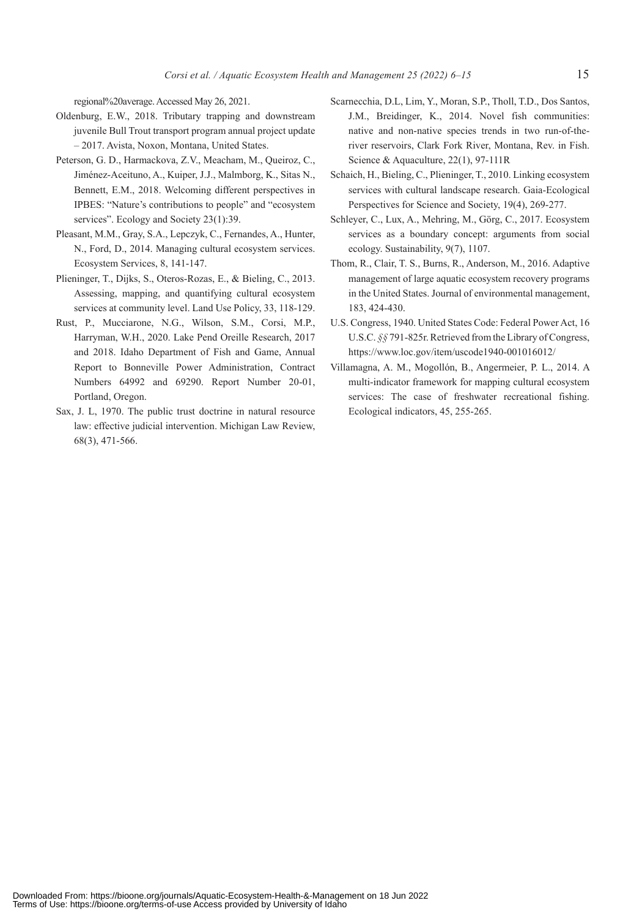regional%20average. Accessed May 26, 2021.

Oldenburg, E.W., 2018. Tributary trapping and downstream juvenile Bull Trout transport program annual project update – 2017. Avista, Noxon, Montana, United States.

Peterson, G. D., Harmackova, Z.V., Meacham, M., Queiroz, C., Jiménez-Aceituno, A., Kuiper, J.J., Malmborg, K., Sitas N., Bennett, E.M., 2018. Welcoming different perspectives in IPBES: "Nature's contributions to people" and "ecosystem services". Ecology and Society 23(1):39.

Pleasant, M.M., Gray, S.A., Lepczyk, C., Fernandes, A., Hunter, N., Ford, D., 2014. Managing cultural ecosystem services. Ecosystem Services, 8, 141-147.

Plieninger, T., Dijks, S., Oteros-Rozas, E., & Bieling, C., 2013. Assessing, mapping, and quantifying cultural ecosystem services at community level. Land Use Policy, 33, 118-129.

Rust, P., Mucciarone, N.G., Wilson, S.M., Corsi, M.P., Harryman, W.H., 2020. Lake Pend Oreille Research, 2017 and 2018. Idaho Department of Fish and Game, Annual Report to Bonneville Power Administration, Contract Numbers 64992 and 69290. Report Number 20-01, Portland, Oregon.

Sax, J. L, 1970. The public trust doctrine in natural resource law: effective judicial intervention. Michigan Law Review, 68(3), 471-566.

Scarnecchia, D.L, Lim, Y., Moran, S.P., Tholl, T.D., Dos Santos, J.M., Breidinger, K., 2014. Novel fish communities: native and non-native species trends in two run-of-the-river reservoirs, Clark Fork River, Montana, Rev. in Fish. Science & Aquaculture, 22(1), 97-111R

Schaich, H., Bieling, C., Plieninger, T., 2010. Linking ecosystem services with cultural landscape research. Gaia-Ecological Perspectives for Science and Society, 19(4), 269-277.

Schleyer, C., Lux, A., Mehring, M., Görg, C., 2017. Ecosystem services as a boundary concept: arguments from social ecology. Sustainability, 9(7), 1107.

Thom, R., Clair, T. S., Burns, R., Anderson, M., 2016. Adaptive management of large aquatic ecosystem recovery programs in the United States. Journal of environmental management, 183, 424-430.

U.S. Congress, 1940. United States Code: Federal Power Act, 16 U.S.C. §§ 791-825r. Retrieved from the Library of Congress, https://www.loc.gov/item/uscode1940-001016012/

Villamagna, A. M., Mogollón, B., Angermeier, P. L., 2014. A multi-indicator framework for mapping cultural ecosystem services: The case of freshwater recreational fishing. Ecological indicators, 45, 255-265.